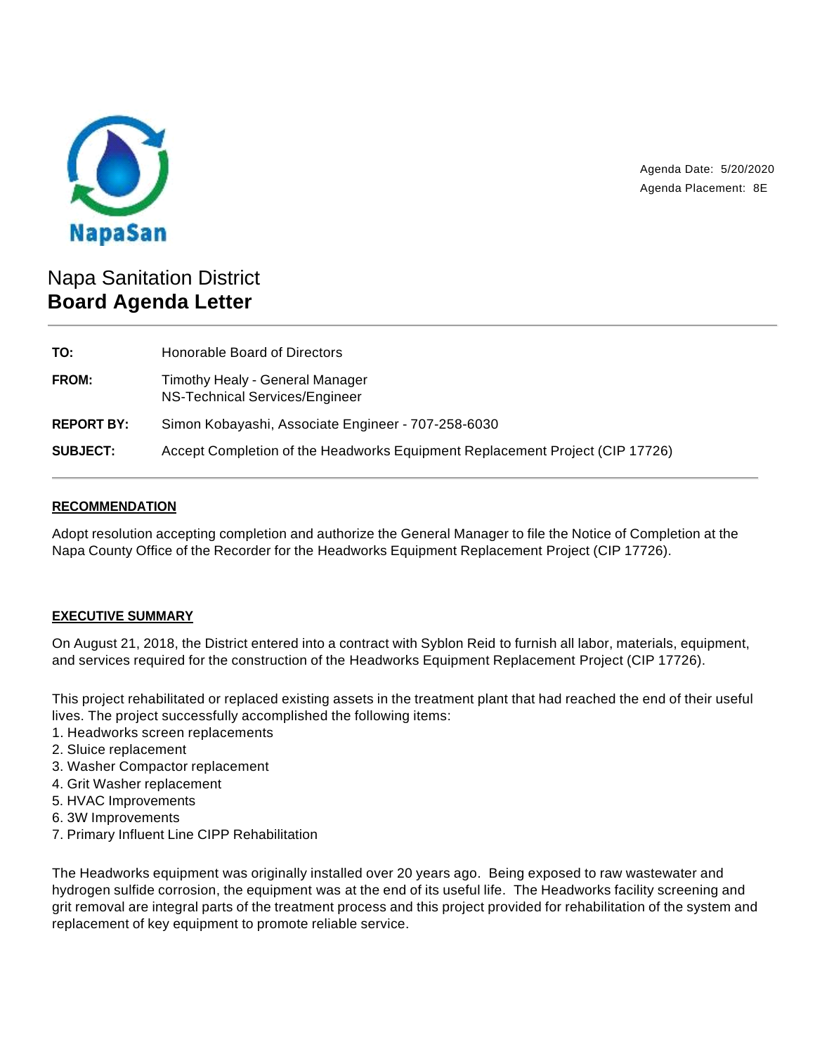NapaSan

Agenda Date: 5/20/2020
Agenda Placement: 8E

# Napa Sanitation District
## Board Agenda Letter

| | |
|---|---|
| **TO:** | Honorable Board of Directors |
| **FROM:** | Timothy Healy - General Manager<br>NS-Technical Services/Engineer |
| **REPORT BY:** | Simon Kobayashi, Associate Engineer - 707-258-6030 |
| **SUBJECT:** | Accept Completion of the Headworks Equipment Replacement Project (CIP 17726) |

### RECOMMENDATION

Adopt resolution accepting completion and authorize the General Manager to file the Notice of Completion at the Napa County Office of the Recorder for the Headworks Equipment Replacement Project (CIP 17726).

### EXECUTIVE SUMMARY

On August 21, 2018, the District entered into a contract with Syblon Reid to furnish all labor, materials, equipment, and services required for the construction of the Headworks Equipment Replacement Project (CIP 17726).

This project rehabilitated or replaced existing assets in the treatment plant that had reached the end of their useful lives. The project successfully accomplished the following items:

1. Headworks screen replacements
2. Sluice replacement
3. Washer Compactor replacement
4. Grit Washer replacement
5. HVAC Improvements
6. 3W Improvements
7. Primary Influent Line CIPP Rehabilitation

The Headworks equipment was originally installed over 20 years ago. Being exposed to raw wastewater and hydrogen sulfide corrosion, the equipment was at the end of its useful life. The Headworks facility screening and grit removal are integral parts of the treatment process and this project provided for rehabilitation of the system and replacement of key equipment to promote reliable service.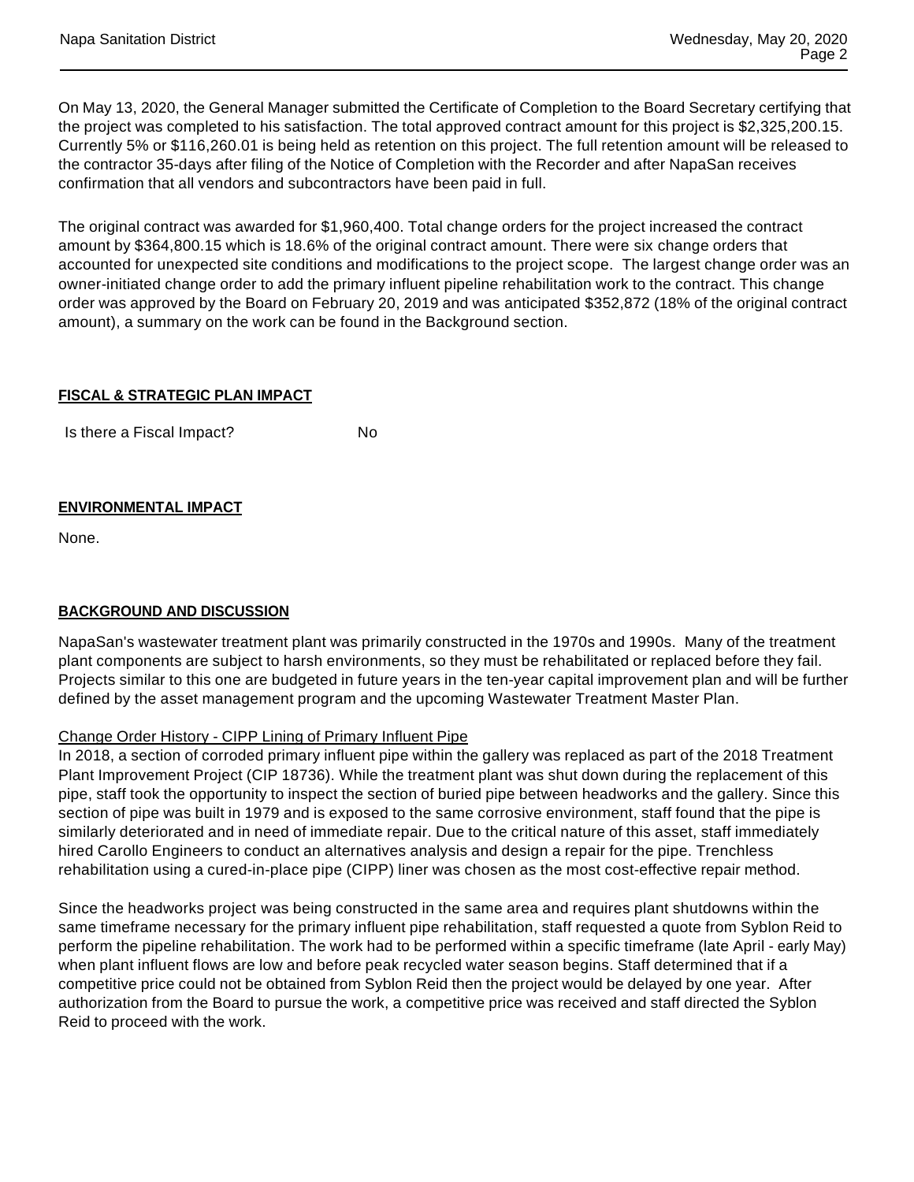On May 13, 2020, the General Manager submitted the Certificate of Completion to the Board Secretary certifying that the project was completed to his satisfaction. The total approved contract amount for this project is $2,325,200.15. Currently 5% or $116,260.01 is being held as retention on this project. The full retention amount will be released to the contractor 35-days after filing of the Notice of Completion with the Recorder and after NapaSan receives confirmation that all vendors and subcontractors have been paid in full.

The original contract was awarded for $1,960,400. Total change orders for the project increased the contract amount by $364,800.15 which is 18.6% of the original contract amount. There were six change orders that accounted for unexpected site conditions and modifications to the project scope. The largest change order was an owner-initiated change order to add the primary influent pipeline rehabilitation work to the contract. This change order was approved by the Board on February 20, 2019 and was anticipated $352,872 (18% of the original contract amount), a summary on the work can be found in the Background section.

**FISCAL & STRATEGIC PLAN IMPACT**

Is there a Fiscal Impact? No

**ENVIRONMENTAL IMPACT**

None.

**BACKGROUND AND DISCUSSION**

NapaSan's wastewater treatment plant was primarily constructed in the 1970s and 1990s. Many of the treatment plant components are subject to harsh environments, so they must be rehabilitated or replaced before they fail. Projects similar to this one are budgeted in future years in the ten-year capital improvement plan and will be further defined by the asset management program and the upcoming Wastewater Treatment Master Plan.

Change Order History - CIPP Lining of Primary Influent Pipe

In 2018, a section of corroded primary influent pipe within the gallery was replaced as part of the 2018 Treatment Plant Improvement Project (CIP 18736). While the treatment plant was shut down during the replacement of this pipe, staff took the opportunity to inspect the section of buried pipe between headworks and the gallery. Since this section of pipe was built in 1979 and is exposed to the same corrosive environment, staff found that the pipe is similarly deteriorated and in need of immediate repair. Due to the critical nature of this asset, staff immediately hired Carollo Engineers to conduct an alternatives analysis and design a repair for the pipe. Trenchless rehabilitation using a cured-in-place pipe (CIPP) liner was chosen as the most cost-effective repair method.

Since the headworks project was being constructed in the same area and requires plant shutdowns within the same timeframe necessary for the primary influent pipe rehabilitation, staff requested a quote from Syblon Reid to perform the pipeline rehabilitation. The work had to be performed within a specific timeframe (late April - early May) when plant influent flows are low and before peak recycled water season begins. Staff determined that if a competitive price could not be obtained from Syblon Reid then the project would be delayed by one year. After authorization from the Board to pursue the work, a competitive price was received and staff directed the Syblon Reid to proceed with the work.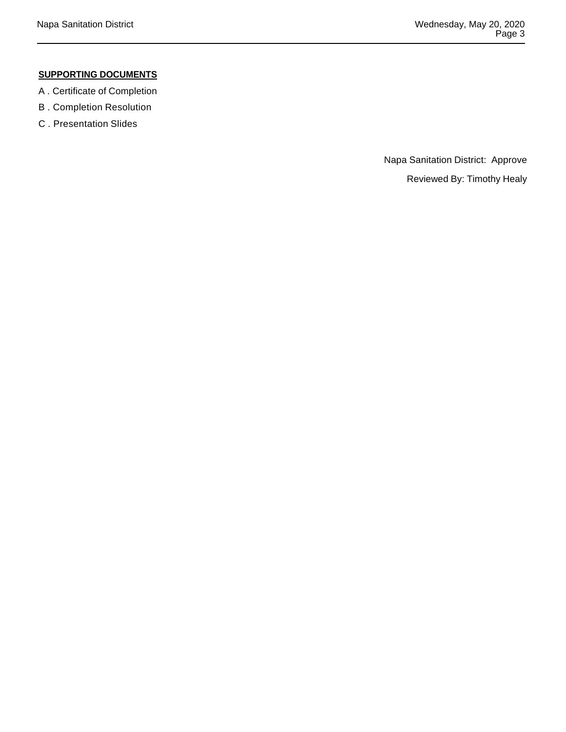**SUPPORTING DOCUMENTS**

A . Certificate of Completion

B . Completion Resolution

C . Presentation Slides

Napa Sanitation District: Approve

Reviewed By: Timothy Healy